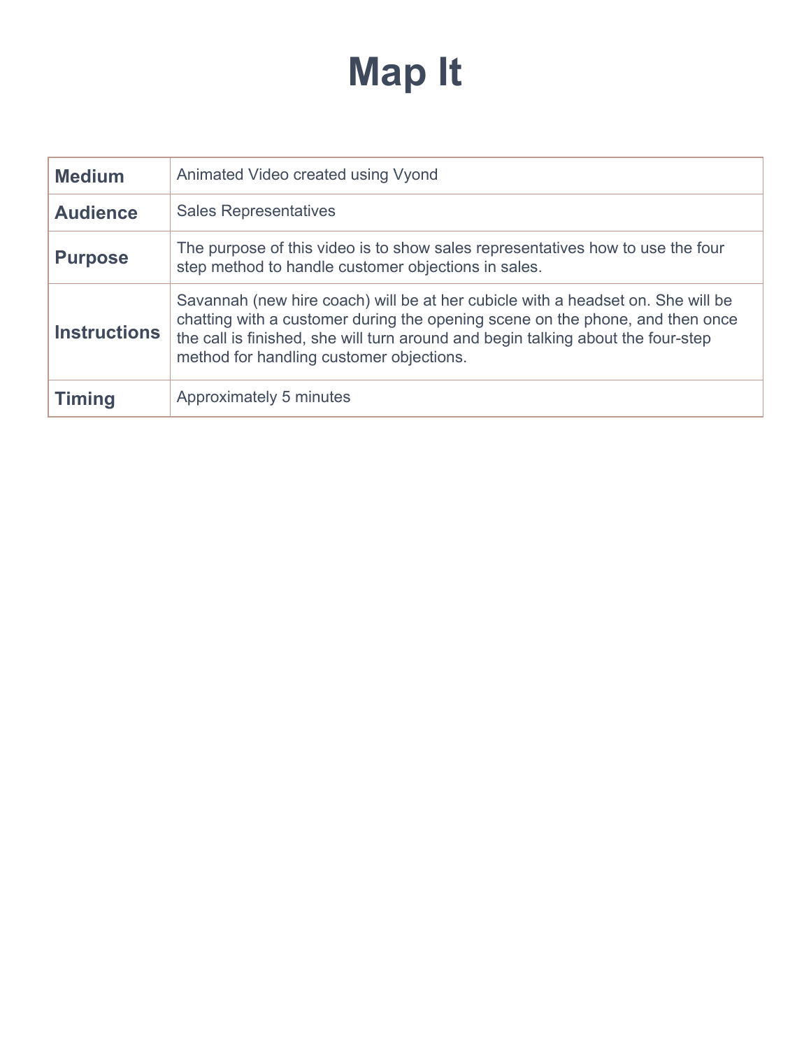# Map It

| | |
|---|---|
| **Medium** | Animated Video created using Vyond |
| **Audience** | Sales Representatives |
| **Purpose** | The purpose of this video is to show sales representatives how to use the four step method to handle customer objections in sales. |
| **Instructions** | Savannah (new hire coach) will be at her cubicle with a headset on. She will be chatting with a customer during the opening scene on the phone, and then once the call is finished, she will turn around and begin talking about the four-step method for handling customer objections. |
| **Timing** | Approximately 5 minutes |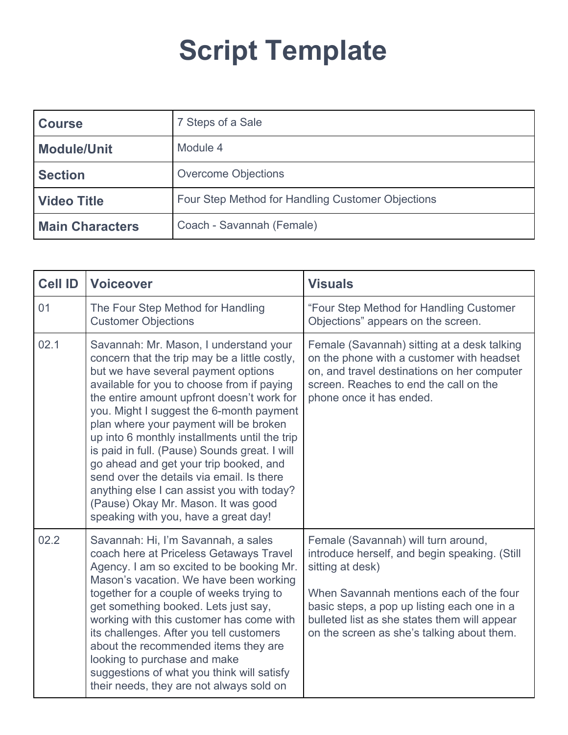# Script Template

| Course | 7 Steps of a Sale |
|---|---|
| Module/Unit | Module 4 |
| Section | Overcome Objections |
| Video Title | Four Step Method for Handling Customer Objections |
| Main Characters | Coach - Savannah (Female) |

| Cell ID | Voiceover | Visuals |
|---|---|---|
| 01 | The Four Step Method for Handling Customer Objections | "Four Step Method for Handling Customer Objections" appears on the screen. |
| 02.1 | Savannah: Mr. Mason, I understand your concern that the trip may be a little costly, but we have several payment options available for you to choose from if paying the entire amount upfront doesn't work for you. Might I suggest the 6-month payment plan where your payment will be broken up into 6 monthly installments until the trip is paid in full. (Pause) Sounds great. I will go ahead and get your trip booked, and send over the details via email. Is there anything else I can assist you with today? (Pause) Okay Mr. Mason. It was good speaking with you, have a great day! | Female (Savannah) sitting at a desk talking on the phone with a customer with headset on, and travel destinations on her computer screen. Reaches to end the call on the phone once it has ended. |
| 02.2 | Savannah: Hi, I'm Savannah, a sales coach here at Priceless Getaways Travel Agency. I am so excited to be booking Mr. Mason's vacation. We have been working together for a couple of weeks trying to get something booked. Lets just say, working with this customer has come with its challenges. After you tell customers about the recommended items they are looking to purchase and make suggestions of what you think will satisfy their needs, they are not always sold on | Female (Savannah) will turn around, introduce herself, and begin speaking. (Still sitting at desk)<br><br>When Savannah mentions each of the four basic steps, a pop up listing each one in a bulleted list as she states them will appear on the screen as she's talking about them. |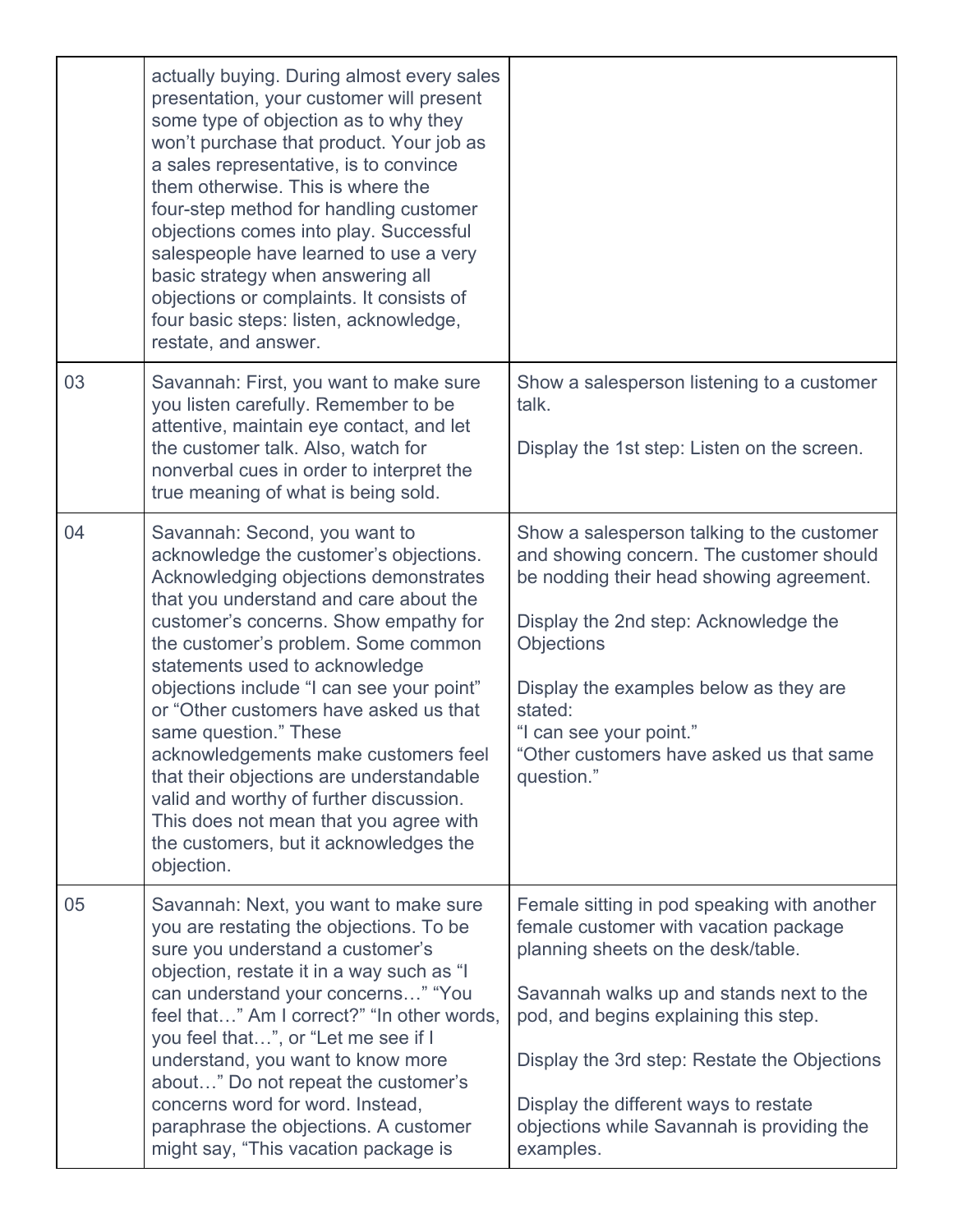| | | |
|---|---|---|
| | actually buying. During almost every sales presentation, your customer will present some type of objection as to why they won't purchase that product. Your job as a sales representative, is to convince them otherwise. This is where the four-step method for handling customer objections comes into play. Successful salespeople have learned to use a very basic strategy when answering all objections or complaints. It consists of four basic steps: listen, acknowledge, restate, and answer. | |
| 03 | Savannah: First, you want to make sure you listen carefully. Remember to be attentive, maintain eye contact, and let the customer talk. Also, watch for nonverbal cues in order to interpret the true meaning of what is being sold. | Show a salesperson listening to a customer talk.<br><br>Display the 1st step: Listen on the screen. |
| 04 | Savannah: Second, you want to acknowledge the customer's objections. Acknowledging objections demonstrates that you understand and care about the customer's concerns. Show empathy for the customer's problem. Some common statements used to acknowledge objections include "I can see your point" or "Other customers have asked us that same question." These acknowledgements make customers feel that their objections are understandable valid and worthy of further discussion. This does not mean that you agree with the customers, but it acknowledges the objection. | Show a salesperson talking to the customer and showing concern. The customer should be nodding their head showing agreement.<br><br>Display the 2nd step: Acknowledge the Objections<br><br>Display the examples below as they are stated:<br>"I can see your point."<br>"Other customers have asked us that same question." |
| 05 | Savannah: Next, you want to make sure you are restating the objections. To be sure you understand a customer's objection, restate it in a way such as "I can understand your concerns…" "You feel that…" Am I correct?" "In other words, you feel that…", or "Let me see if I understand, you want to know more about…" Do not repeat the customer's concerns word for word. Instead, paraphrase the objections. A customer might say, "This vacation package is | Female sitting in pod speaking with another female customer with vacation package planning sheets on the desk/table.<br><br>Savannah walks up and stands next to the pod, and begins explaining this step.<br><br>Display the 3rd step: Restate the Objections<br><br>Display the different ways to restate objections while Savannah is providing the examples. |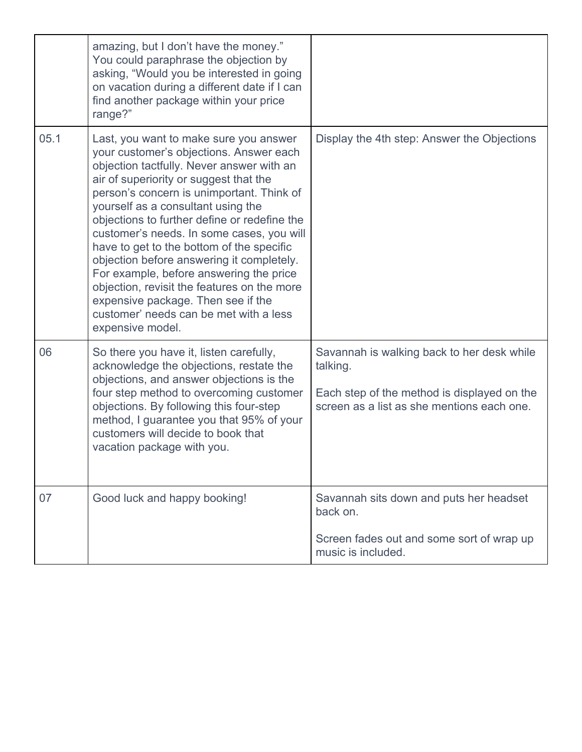| | | |
|---|---|---|
| | amazing, but I don't have the money." You could paraphrase the objection by asking, "Would you be interested in going on vacation during a different date if I can find another package within your price range?" | |
| 05.1 | Last, you want to make sure you answer your customer's objections. Answer each objection tactfully. Never answer with an air of superiority or suggest that the person's concern is unimportant. Think of yourself as a consultant using the objections to further define or redefine the customer's needs. In some cases, you will have to get to the bottom of the specific objection before answering it completely. For example, before answering the price objection, revisit the features on the more expensive package. Then see if the customer' needs can be met with a less expensive model. | Display the 4th step: Answer the Objections |
| 06 | So there you have it, listen carefully, acknowledge the objections, restate the objections, and answer objections is the four step method to overcoming customer objections. By following this four-step method, I guarantee you that 95% of your customers will decide to book that vacation package with you. | Savannah is walking back to her desk while talking.<br><br>Each step of the method is displayed on the screen as a list as she mentions each one. |
| 07 | Good luck and happy booking! | Savannah sits down and puts her headset back on.<br><br>Screen fades out and some sort of wrap up music is included. |